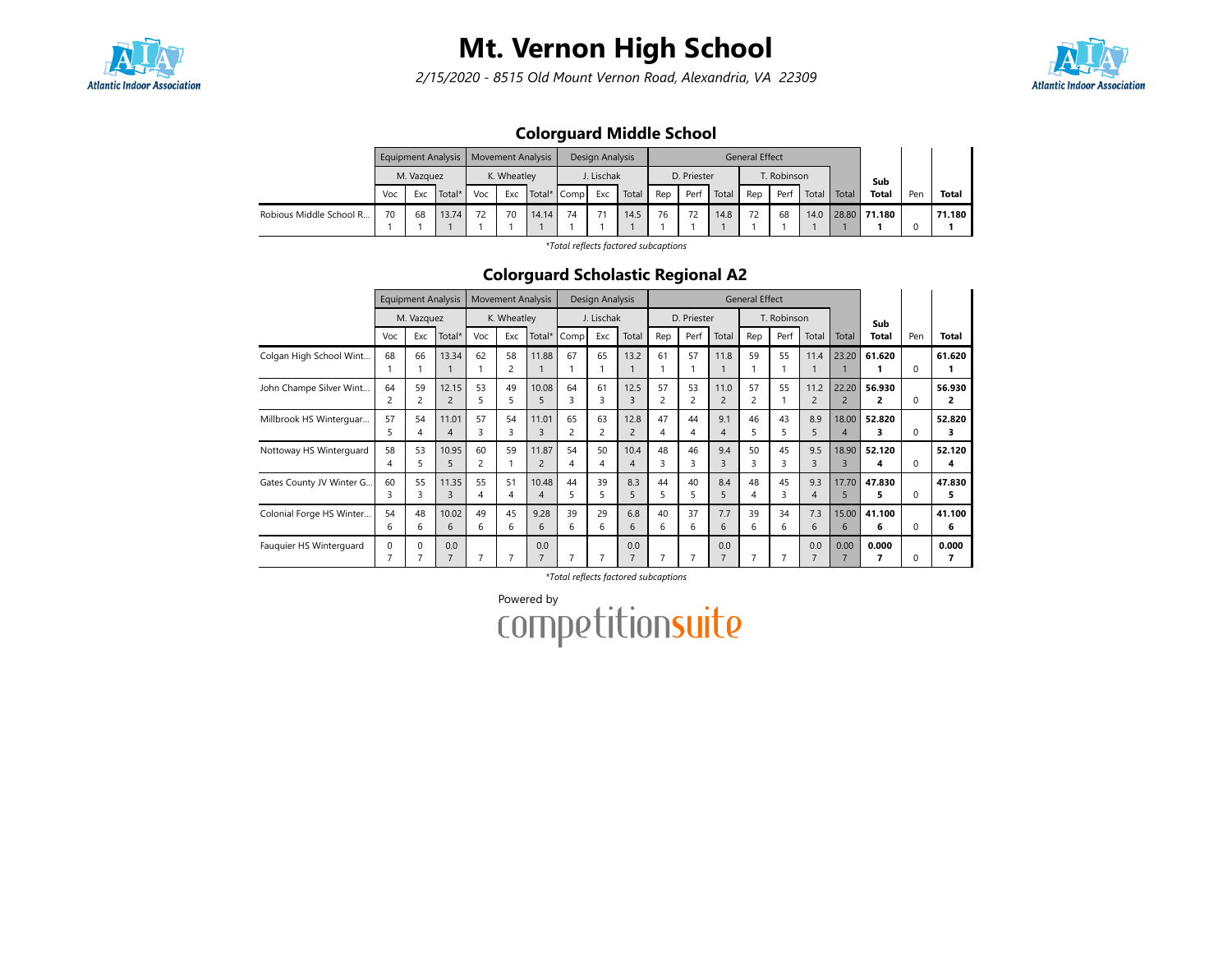# Mt. Vernon High School

*2/15/2020 - 8515 Old Mount Vernon Road, Alexandria, VA 22309*

## Colorguard Middle School

| | Equipment Analysis | | | Movement Analysis | | | Design Analysis | | | General Effect | | | | | | | Sub Total | Pen | Total |
|---|---|---|---|---|---|---|---|---|---|---|---|---|---|---|---|---|---|---|---|
| | M. Vazquez | | | K. Wheatley | | | J. Lischak | | | D. Priester | | | T. Robinson | | | | | | |
| | Voc | Exc | Total* | Voc | Exc | Total* | Comp | Exc | Total | Rep | Perf | Total | Rep | Perf | Total | Total | | | |
| Robious Middle School R... | 70<br>1 | 68<br>1 | 13.74<br>1 | 72<br>1 | 70<br>1 | 14.14<br>1 | 74<br>1 | 71<br>1 | 14.5<br>1 | 76<br>1 | 72<br>1 | 14.8<br>1 | 72<br>1 | 68<br>1 | 14.0<br>1 | 28.80<br>1 | **71.180**<br>**1** | 0 | **71.180**<br>**1** |

*Total reflects factored subcaptions

## Colorguard Scholastic Regional A2

| | Equipment Analysis | | | Movement Analysis | | | Design Analysis | | | General Effect | | | | | | | Sub Total | Pen | Total |
|---|---|---|---|---|---|---|---|---|---|---|---|---|---|---|---|---|---|---|---|
| | M. Vazquez | | | K. Wheatley | | | J. Lischak | | | D. Priester | | | T. Robinson | | | | | | |
| | Voc | Exc | Total* | Voc | Exc | Total* | Comp | Exc | Total | Rep | Perf | Total | Rep | Perf | Total | Total | | | |
| Colgan High School Wint... | 68<br>1 | 66<br>1 | 13.34<br>1 | 62<br>1 | 58<br>2 | 11.88<br>1 | 67<br>1 | 65<br>1 | 13.2<br>1 | 61<br>1 | 57<br>1 | 11.8<br>1 | 59<br>1 | 55<br>1 | 11.4<br>1 | 23.20<br>1 | **61.620**<br>**1** | 0 | **61.620**<br>**1** |
| John Champe Silver Wint... | 64<br>2 | 59<br>2 | 12.15<br>2 | 53<br>5 | 49<br>5 | 10.08<br>5 | 64<br>3 | 61<br>3 | 12.5<br>3 | 57<br>2 | 53<br>2 | 11.0<br>2 | 57<br>2 | 55<br>1 | 11.2<br>2 | 22.20<br>2 | **56.930**<br>**2** | 0 | **56.930**<br>**2** |
| Millbrook HS Winterguar... | 57<br>5 | 54<br>4 | 11.01<br>4 | 57<br>3 | 54<br>3 | 11.01<br>3 | 65<br>2 | 63<br>2 | 12.8<br>2 | 47<br>4 | 44<br>4 | 9.1<br>4 | 46<br>5 | 43<br>5 | 8.9<br>5 | 18.00<br>4 | **52.820**<br>**3** | 0 | **52.820**<br>**3** |
| Nottoway HS Winterguard | 58<br>4 | 53<br>5 | 10.95<br>5 | 60<br>2 | 59<br>1 | 11.87<br>2 | 54<br>4 | 50<br>4 | 10.4<br>4 | 48<br>3 | 46<br>3 | 9.4<br>3 | 50<br>3 | 45<br>3 | 9.5<br>3 | 18.90<br>3 | **52.120**<br>**4** | 0 | **52.120**<br>**4** |
| Gates County JV Winter G... | 60<br>3 | 55<br>3 | 11.35<br>3 | 55<br>4 | 51<br>4 | 10.48<br>4 | 44<br>5 | 39<br>5 | 8.3<br>5 | 44<br>5 | 40<br>5 | 8.4<br>5 | 48<br>4 | 45<br>3 | 9.3<br>4 | 17.70<br>5 | **47.830**<br>**5** | 0 | **47.830**<br>**5** |
| Colonial Forge HS Winter... | 54<br>6 | 48<br>6 | 10.02<br>6 | 49<br>6 | 45<br>6 | 9.28<br>6 | 39<br>6 | 29<br>6 | 6.8<br>6 | 40<br>6 | 37<br>6 | 7.7<br>6 | 39<br>6 | 34<br>6 | 7.3<br>6 | 15.00<br>6 | **41.100**<br>**6** | 0 | **41.100**<br>**6** |
| Fauquier HS Winterguard | 0<br>7 | 0<br>7 | 0.0<br>7 | 7 | 7 | 0.0<br>7 | 7 | 7 | 0.0<br>7 | 7 | 7 | 0.0<br>7 | 7 | 7 | 0.0<br>7 | 0.00<br>7 | **0.000**<br>**7** | 0 | **0.000**<br>**7** |

*Total reflects factored subcaptions

Powered by competitionsuite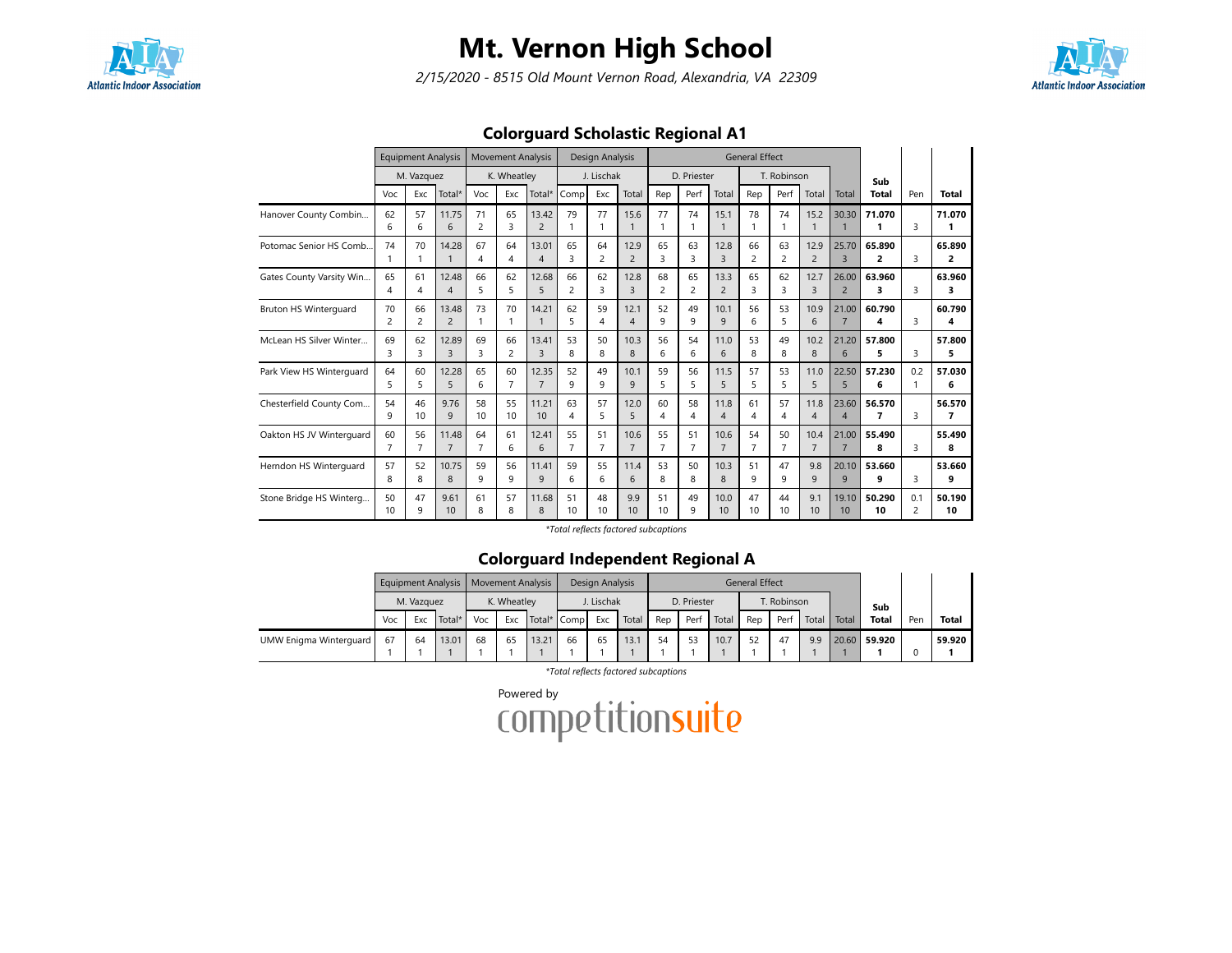# Mt. Vernon High School

*2/15/2020 - 8515 Old Mount Vernon Road, Alexandria, VA 22309*

## Colorguard Scholastic Regional A1

| | Equipment Analysis | | | Movement Analysis | | | Design Analysis | | | General Effect | | | | | | | Sub Total | Pen | Total |
|---|---|---|---|---|---|---|---|---|---|---|---|---|---|---|---|---|---|---|---|
| | M. Vazquez | | | K. Wheatley | | | J. Lischak | | | D. Priester | | | T. Robinson | | | | | | |
| | Voc | Exc | Total* | Voc | Exc | Total* | Comp | Exc | Total | Rep | Perf | Total | Rep | Perf | Total | Total | | | |
| Hanover County Combin... | 62 6 | 57 6 | 11.75 6 | 71 2 | 65 3 | 13.42 2 | 79 1 | 77 1 | 15.6 1 | 77 1 | 74 1 | 15.1 1 | 78 1 | 74 1 | 15.2 1 | 30.30 1 | **71.070 1** | 3 | **71.070 1** |
| Potomac Senior HS Comb... | 74 1 | 70 1 | 14.28 1 | 67 4 | 64 4 | 13.01 4 | 65 3 | 64 2 | 12.9 2 | 65 3 | 63 3 | 12.8 3 | 66 2 | 63 2 | 12.9 2 | 25.70 3 | **65.890 2** | 3 | **65.890 2** |
| Gates County Varsity Win... | 65 4 | 61 4 | 12.48 4 | 66 5 | 62 5 | 12.68 5 | 66 2 | 62 3 | 12.8 3 | 68 2 | 65 2 | 13.3 2 | 65 3 | 62 3 | 12.7 3 | 26.00 2 | **63.960 3** | 3 | **63.960 3** |
| Bruton HS Winterguard | 70 2 | 66 2 | 13.48 2 | 73 1 | 70 1 | 14.21 1 | 62 5 | 59 4 | 12.1 4 | 52 9 | 49 9 | 10.1 9 | 56 6 | 53 5 | 10.9 6 | 21.00 7 | **60.790 4** | 3 | **60.790 4** |
| McLean HS Silver Winter... | 69 3 | 62 3 | 12.89 3 | 69 3 | 66 2 | 13.41 3 | 53 8 | 50 8 | 10.3 8 | 56 6 | 54 6 | 11.0 6 | 53 8 | 49 8 | 10.2 8 | 21.20 6 | **57.800 5** | 3 | **57.800 5** |
| Park View HS Winterguard | 64 5 | 60 5 | 12.28 5 | 65 6 | 60 7 | 12.35 7 | 52 9 | 49 9 | 10.1 9 | 59 5 | 56 5 | 11.5 5 | 57 5 | 53 5 | 11.0 5 | 22.50 5 | **57.230 6** | 0.2 1 | **57.030 6** |
| Chesterfield County Com... | 54 9 | 46 10 | 9.76 9 | 58 10 | 55 10 | 11.21 10 | 63 4 | 57 5 | 12.0 5 | 60 4 | 58 4 | 11.8 4 | 61 4 | 57 4 | 11.8 4 | 23.60 4 | **56.570 7** | 3 | **56.570 7** |
| Oakton HS JV Winterguard | 60 7 | 56 7 | 11.48 7 | 64 7 | 61 6 | 12.41 6 | 55 7 | 51 7 | 10.6 7 | 55 7 | 51 7 | 10.6 7 | 54 7 | 50 7 | 10.4 7 | 21.00 7 | **55.490 8** | 3 | **55.490 8** |
| Herndon HS Winterguard | 57 8 | 52 8 | 10.75 8 | 59 9 | 56 9 | 11.41 9 | 59 6 | 55 6 | 11.4 6 | 53 8 | 50 8 | 10.3 8 | 51 9 | 47 9 | 9.8 9 | 20.10 9 | **53.660 9** | 3 | **53.660 9** |
| Stone Bridge HS Winterg... | 50 10 | 47 9 | 9.61 10 | 61 8 | 57 8 | 11.68 8 | 51 10 | 48 10 | 9.9 10 | 51 10 | 49 9 | 10.0 10 | 47 10 | 44 10 | 9.1 10 | 19.10 10 | **50.290 10** | 0.1 2 | **50.190 10** |

*Total reflects factored subcaptions

## Colorguard Independent Regional A

| | Equipment Analysis | | | Movement Analysis | | | Design Analysis | | | General Effect | | | | | | | Sub Total | Pen | Total |
|---|---|---|---|---|---|---|---|---|---|---|---|---|---|---|---|---|---|---|---|
| | M. Vazquez | | | K. Wheatley | | | J. Lischak | | | D. Priester | | | T. Robinson | | | | | | |
| | Voc | Exc | Total* | Voc | Exc | Total* | Comp | Exc | Total | Rep | Perf | Total | Rep | Perf | Total | Total | | | |
| UMW Enigma Winterguard | 67 1 | 64 1 | 13.01 1 | 68 1 | 65 1 | 13.21 1 | 66 1 | 65 1 | 13.1 1 | 54 1 | 53 1 | 10.7 1 | 52 1 | 47 1 | 9.9 1 | 20.60 1 | **59.920 1** | 0 | **59.920 1** |

*Total reflects factored subcaptions

Powered by competitionsuite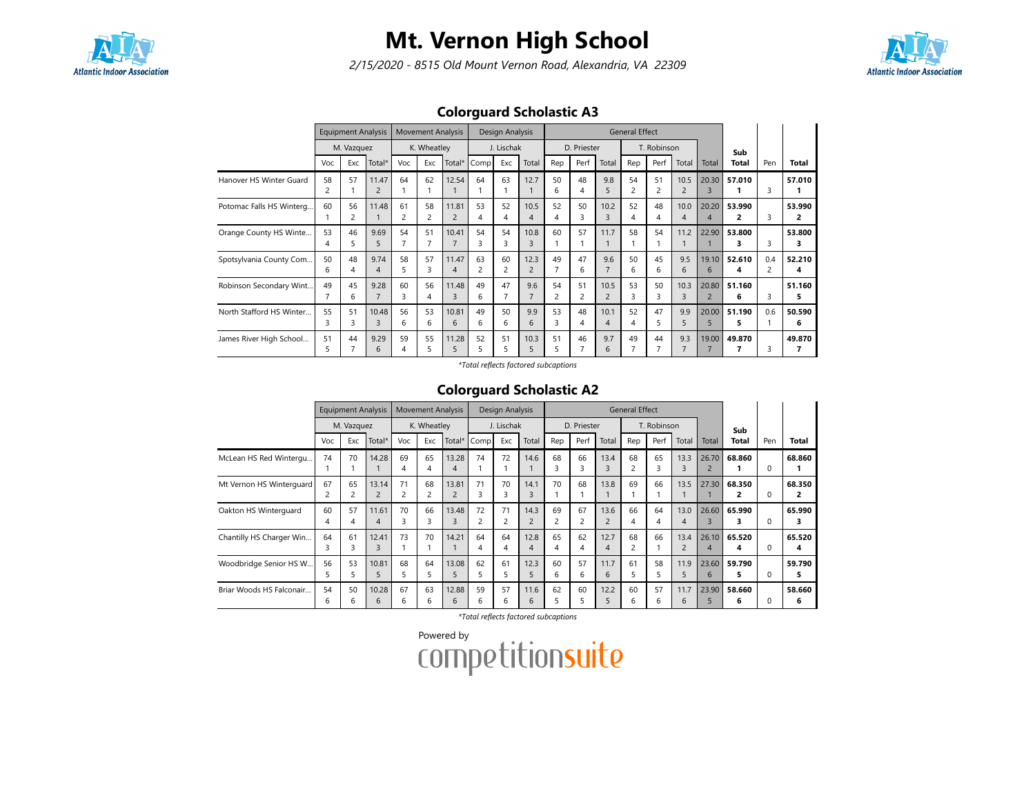# Mt. Vernon High School

*2/15/2020 - 8515 Old Mount Vernon Road, Alexandria, VA 22309*

## Colorguard Scholastic A3

| | Equipment Analysis | | | Movement Analysis | | | Design Analysis | | | General Effect | | | | | | | | | |
|---|---|---|---|---|---|---|---|---|---|---|---|---|---|---|---|---|---|---|---|
| | M. Vazquez | | | K. Wheatley | | | J. Lischak | | | D. Priester | | | T. Robinson | | | | | | |
| | Voc | Exc | Total* | Voc | Exc | Total* | Comp | Exc | Total | Rep | Perf | Total | Rep | Perf | Total | Total | Sub Total | Pen | Total |
| Hanover HS Winter Guard | 58<br>2 | 57<br>1 | 11.47<br>2 | 64<br>1 | 62<br>1 | 12.54<br>1 | 64<br>1 | 63<br>1 | 12.7<br>1 | 50<br>6 | 48<br>4 | 9.8<br>5 | 54<br>2 | 51<br>2 | 10.5<br>2 | 20.30<br>3 | **57.010**<br>**1** | 3 | **57.010**<br>**1** |
| Potomac Falls HS Winterg... | 60<br>1 | 56<br>2 | 11.48<br>1 | 61<br>2 | 58<br>2 | 11.81<br>2 | 53<br>4 | 52<br>4 | 10.5<br>4 | 52<br>4 | 50<br>3 | 10.2<br>3 | 52<br>4 | 48<br>4 | 10.0<br>4 | 20.20<br>4 | **53.990**<br>**2** | 3 | **53.990**<br>**2** |
| Orange County HS Winte... | 53<br>4 | 46<br>5 | 9.69<br>5 | 54<br>7 | 51<br>7 | 10.41<br>7 | 54<br>3 | 54<br>3 | 10.8<br>3 | 60<br>1 | 57<br>1 | 11.7<br>1 | 58<br>1 | 54<br>1 | 11.2<br>1 | 22.90<br>1 | **53.800**<br>**3** | 3 | **53.800**<br>**3** |
| Spotsylvania County Com... | 50<br>6 | 48<br>4 | 9.74<br>4 | 58<br>5 | 57<br>3 | 11.47<br>4 | 63<br>2 | 60<br>2 | 12.3<br>2 | 49<br>7 | 47<br>6 | 9.6<br>7 | 50<br>6 | 45<br>6 | 9.5<br>6 | 19.10<br>6 | **52.610**<br>**4** | 0.4<br>2 | **52.210**<br>**4** |
| Robinson Secondary Wint... | 49<br>7 | 45<br>6 | 9.28<br>7 | 60<br>3 | 56<br>4 | 11.48<br>3 | 49<br>6 | 47<br>7 | 9.6<br>7 | 54<br>2 | 51<br>2 | 10.5<br>2 | 53<br>3 | 50<br>3 | 10.3<br>3 | 20.80<br>2 | **51.160**<br>**6** | 3 | **51.160**<br>**5** |
| North Stafford HS Winter... | 55<br>3 | 51<br>3 | 10.48<br>3 | 56<br>6 | 53<br>6 | 10.81<br>6 | 49<br>6 | 50<br>6 | 9.9<br>6 | 53<br>3 | 48<br>4 | 10.1<br>4 | 52<br>4 | 47<br>5 | 9.9<br>5 | 20.00<br>5 | **51.190**<br>**5** | 0.6<br>1 | **50.590**<br>**6** |
| James River High School... | 51<br>5 | 44<br>7 | 9.29<br>6 | 59<br>4 | 55<br>5 | 11.28<br>5 | 52<br>5 | 51<br>5 | 10.3<br>5 | 51<br>5 | 46<br>7 | 9.7<br>6 | 49<br>7 | 44<br>7 | 9.3<br>7 | 19.00<br>7 | **49.870**<br>**7** | 3 | **49.870**<br>**7** |

*Total reflects factored subcaptions

## Colorguard Scholastic A2

| | Equipment Analysis | | | Movement Analysis | | | Design Analysis | | | General Effect | | | | | | | | | |
|---|---|---|---|---|---|---|---|---|---|---|---|---|---|---|---|---|---|---|---|
| | M. Vazquez | | | K. Wheatley | | | J. Lischak | | | D. Priester | | | T. Robinson | | | | | | |
| | Voc | Exc | Total* | Voc | Exc | Total* | Comp | Exc | Total | Rep | Perf | Total | Rep | Perf | Total | Total | Sub Total | Pen | Total |
| McLean HS Red Wintergu... | 74<br>1 | 70<br>1 | 14.28<br>1 | 69<br>4 | 65<br>4 | 13.28<br>4 | 74<br>1 | 72<br>1 | 14.6<br>1 | 68<br>3 | 66<br>3 | 13.4<br>3 | 68<br>2 | 65<br>3 | 13.3<br>3 | 26.70<br>2 | **68.860**<br>**1** | 0 | **68.860**<br>**1** |
| Mt Vernon HS Winterguard | 67<br>2 | 65<br>2 | 13.14<br>2 | 71<br>2 | 68<br>2 | 13.81<br>2 | 71<br>3 | 70<br>3 | 14.1<br>3 | 70<br>1 | 68<br>1 | 13.8<br>1 | 69<br>1 | 66<br>1 | 13.5<br>1 | 27.30<br>1 | **68.350**<br>**2** | 0 | **68.350**<br>**2** |
| Oakton HS Winterguard | 60<br>4 | 57<br>4 | 11.61<br>4 | 70<br>3 | 66<br>3 | 13.48<br>3 | 72<br>2 | 71<br>2 | 14.3<br>2 | 69<br>2 | 67<br>2 | 13.6<br>2 | 66<br>4 | 64<br>4 | 13.0<br>4 | 26.60<br>3 | **65.990**<br>**3** | 0 | **65.990**<br>**3** |
| Chantilly HS Charger Win... | 64<br>3 | 61<br>3 | 12.41<br>3 | 73<br>1 | 70<br>1 | 14.21<br>1 | 64<br>4 | 64<br>4 | 12.8<br>4 | 65<br>4 | 62<br>4 | 12.7<br>4 | 68<br>2 | 66<br>1 | 13.4<br>2 | 26.10<br>4 | **65.520**<br>**4** | 0 | **65.520**<br>**4** |
| Woodbridge Senior HS W... | 56<br>5 | 53<br>5 | 10.81<br>5 | 68<br>5 | 64<br>5 | 13.08<br>5 | 62<br>5 | 61<br>5 | 12.3<br>5 | 60<br>6 | 57<br>6 | 11.7<br>6 | 61<br>5 | 58<br>5 | 11.9<br>5 | 23.60<br>6 | **59.790**<br>**5** | 0 | **59.790**<br>**5** |
| Briar Woods HS Falconair... | 54<br>6 | 50<br>6 | 10.28<br>6 | 67<br>6 | 63<br>6 | 12.88<br>6 | 59<br>6 | 57<br>6 | 11.6<br>6 | 62<br>5 | 60<br>5 | 12.2<br>5 | 60<br>6 | 57<br>6 | 11.7<br>6 | 23.90<br>5 | **58.660**<br>**6** | 0 | **58.660**<br>**6** |

*Total reflects factored subcaptions

Powered by competitionsuite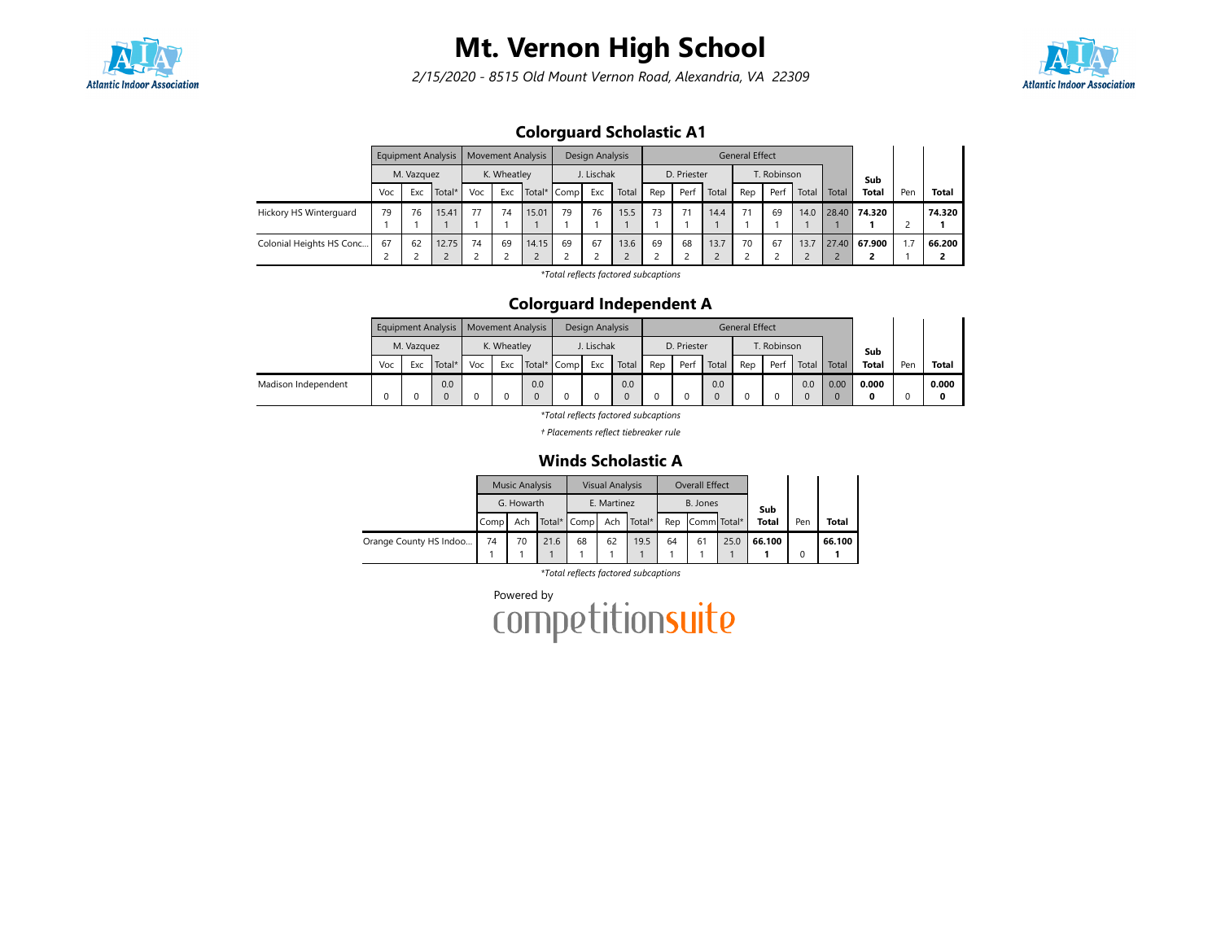# Mt. Vernon High School

*2/15/2020 - 8515 Old Mount Vernon Road, Alexandria, VA 22309*

## Colorguard Scholastic A1

| | Equipment Analysis | | | Movement Analysis | | | Design Analysis | | | General Effect | | | | | | | Sub Total | Pen | Total |
|---|---|---|---|---|---|---|---|---|---|---|---|---|---|---|---|---|---|---|---|
| | M. Vazquez | | | K. Wheatley | | | J. Lischak | | | D. Priester | | | T. Robinson | | | | | | |
| | Voc | Exc | Total* | Voc | Exc | Total* | Comp | Exc | Total | Rep | Perf | Total | Rep | Perf | Total | Total | | | |
| Hickory HS Winterguard | 79<br>1 | 76<br>1 | 15.41<br>1 | 77<br>1 | 74<br>1 | 15.01<br>1 | 79<br>1 | 76<br>1 | 15.5<br>1 | 73<br>1 | 71<br>1 | 14.4<br>1 | 71<br>1 | 69<br>1 | 14.0<br>1 | 28.40<br>1 | 74.320<br>1 | 2 | 74.320<br>1 |
| Colonial Heights HS Conc... | 67<br>2 | 62<br>2 | 12.75<br>2 | 74<br>2 | 69<br>2 | 14.15<br>2 | 69<br>2 | 67<br>2 | 13.6<br>2 | 69<br>2 | 68<br>2 | 13.7<br>2 | 70<br>2 | 67<br>2 | 13.7<br>2 | 27.40<br>2 | 67.900<br>2 | 1.7<br>1 | 66.200<br>2 |

*\*Total reflects factored subcaptions*

## Colorguard Independent A

| | Equipment Analysis | | | Movement Analysis | | | Design Analysis | | | General Effect | | | | | | | Sub Total | Pen | Total |
|---|---|---|---|---|---|---|---|---|---|---|---|---|---|---|---|---|---|---|---|
| | M. Vazquez | | | K. Wheatley | | | J. Lischak | | | D. Priester | | | T. Robinson | | | | | | |
| | Voc | Exc | Total* | Voc | Exc | Total* | Comp | Exc | Total | Rep | Perf | Total | Rep | Perf | Total | Total | | | |
| Madison Independent | 0 | 0 | 0.0<br>0 | 0 | 0 | 0.0<br>0 | 0 | 0 | 0.0<br>0 | 0 | 0 | 0.0<br>0 | 0 | 0 | 0.0<br>0 | 0.00<br>0 | 0.000<br>0 | 0 | 0.000<br>0 |

*\*Total reflects factored subcaptions*

*† Placements reflect tiebreaker rule*

## Winds Scholastic A

| | Music Analysis | | | Visual Analysis | | | Overall Effect | | | Sub Total | Pen | Total |
|---|---|---|---|---|---|---|---|---|---|---|---|---|
| | G. Howarth | | | E. Martinez | | | B. Jones | | | | | |
| | Comp | Ach | Total* | Comp | Ach | Total* | Rep | Comm | Total* | | | |
| Orange County HS Indoo... | 74<br>1 | 70<br>1 | 21.6<br>1 | 68<br>1 | 62<br>1 | 19.5<br>1 | 64<br>1 | 61<br>1 | 25.0<br>1 | 66.100<br>1 | 0 | 66.100<br>1 |

*\*Total reflects factored subcaptions*

Powered by competitionsuite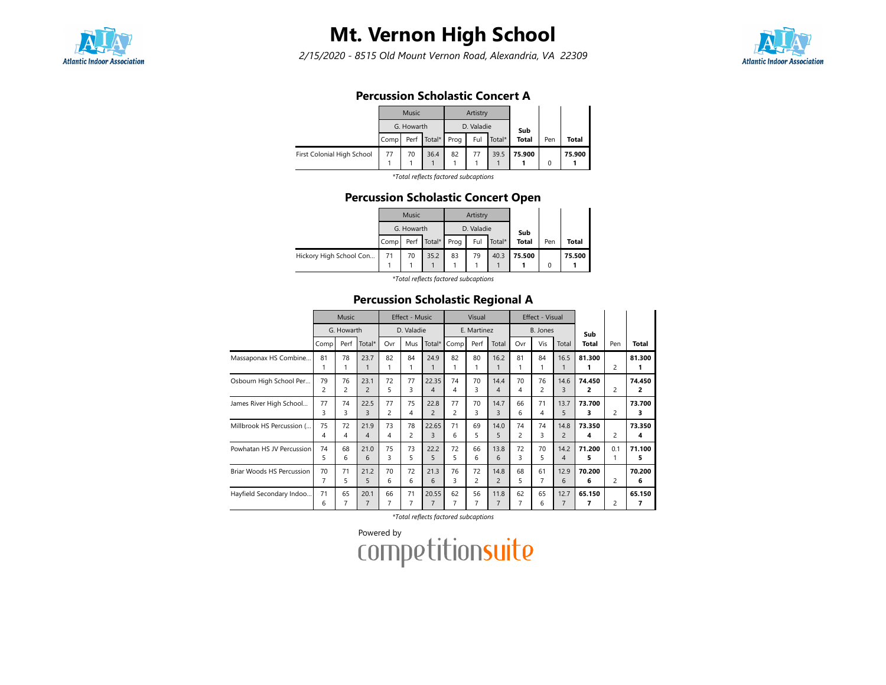# Mt. Vernon High School

*2/15/2020 - 8515 Old Mount Vernon Road, Alexandria, VA 22309*

## Percussion Scholastic Concert A

| | Music | | | Artistry | | | Sub Total | Pen | Total |
|---|---|---|---|---|---|---|---|---|---|
| | G. Howarth | | | D. Valadie | | | | | |
| | Comp | Perf | Total* | Prog | Ful | Total* | | | |
| First Colonial High School | 77<br>1 | 70<br>1 | 36.4<br>1 | 82<br>1 | 77<br>1 | 39.5<br>1 | **75.900**<br>**1** | 0 | **75.900**<br>**1** |

*\*Total reflects factored subcaptions*

## Percussion Scholastic Concert Open

| | Music | | | Artistry | | | Sub Total | Pen | Total |
|---|---|---|---|---|---|---|---|---|---|
| | G. Howarth | | | D. Valadie | | | | | |
| | Comp | Perf | Total* | Prog | Ful | Total* | | | |
| Hickory High School Con... | 71<br>1 | 70<br>1 | 35.2<br>1 | 83<br>1 | 79<br>1 | 40.3<br>1 | **75.500**<br>**1** | 0 | **75.500**<br>**1** |

*\*Total reflects factored subcaptions*

## Percussion Scholastic Regional A

| | Music | | | Effect - Music | | | Visual | | | Effect - Visual | | | Sub Total | Pen | Total |
|---|---|---|---|---|---|---|---|---|---|---|---|---|---|---|---|
| | G. Howarth | | | D. Valadie | | | E. Martinez | | | B. Jones | | | | | |
| | Comp | Perf | Total* | Ovr | Mus | Total* | Comp | Perf | Total | Ovr | Vis | Total | | | |
| Massaponax HS Combine... | 81<br>1 | 78<br>1 | 23.7<br>1 | 82<br>1 | 84<br>1 | 24.9<br>1 | 82<br>1 | 80<br>1 | 16.2<br>1 | 81<br>1 | 84<br>1 | 16.5<br>1 | **81.300**<br>**1** | 2 | **81.300**<br>**1** |
| Osbourn High School Per... | 79<br>2 | 76<br>2 | 23.1<br>2 | 72<br>5 | 77<br>3 | 22.35<br>4 | 74<br>4 | 70<br>3 | 14.4<br>4 | 70<br>4 | 76<br>2 | 14.6<br>3 | **74.450**<br>**2** | 2 | **74.450**<br>**2** |
| James River High School... | 77<br>3 | 74<br>3 | 22.5<br>3 | 77<br>2 | 75<br>4 | 22.8<br>2 | 77<br>2 | 70<br>3 | 14.7<br>3 | 66<br>6 | 71<br>4 | 13.7<br>5 | **73.700**<br>**3** | 2 | **73.700**<br>**3** |
| Millbrook HS Percussion (... | 75<br>4 | 72<br>4 | 21.9<br>4 | 73<br>4 | 78<br>2 | 22.65<br>3 | 71<br>6 | 69<br>5 | 14.0<br>5 | 74<br>2 | 74<br>3 | 14.8<br>2 | **73.350**<br>**4** | 2 | **73.350**<br>**4** |
| Powhatan HS JV Percussion | 74<br>5 | 68<br>6 | 21.0<br>6 | 75<br>3 | 73<br>5 | 22.2<br>5 | 72<br>5 | 66<br>6 | 13.8<br>6 | 72<br>3 | 70<br>5 | 14.2<br>4 | **71.200**<br>**5** | 0.1<br>1 | **71.100**<br>**5** |
| Briar Woods HS Percussion | 70<br>7 | 71<br>5 | 21.2<br>5 | 70<br>6 | 72<br>6 | 21.3<br>6 | 76<br>3 | 72<br>2 | 14.8<br>2 | 68<br>5 | 61<br>7 | 12.9<br>6 | **70.200**<br>**6** | 2 | **70.200**<br>**6** |
| Hayfield Secondary Indoo... | 71<br>6 | 65<br>7 | 20.1<br>7 | 66<br>7 | 71<br>7 | 20.55<br>7 | 62<br>7 | 56<br>7 | 11.8<br>7 | 62<br>7 | 65<br>6 | 12.7<br>7 | **65.150**<br>**7** | 2 | **65.150**<br>**7** |

*\*Total reflects factored subcaptions*

Powered by competitionsuite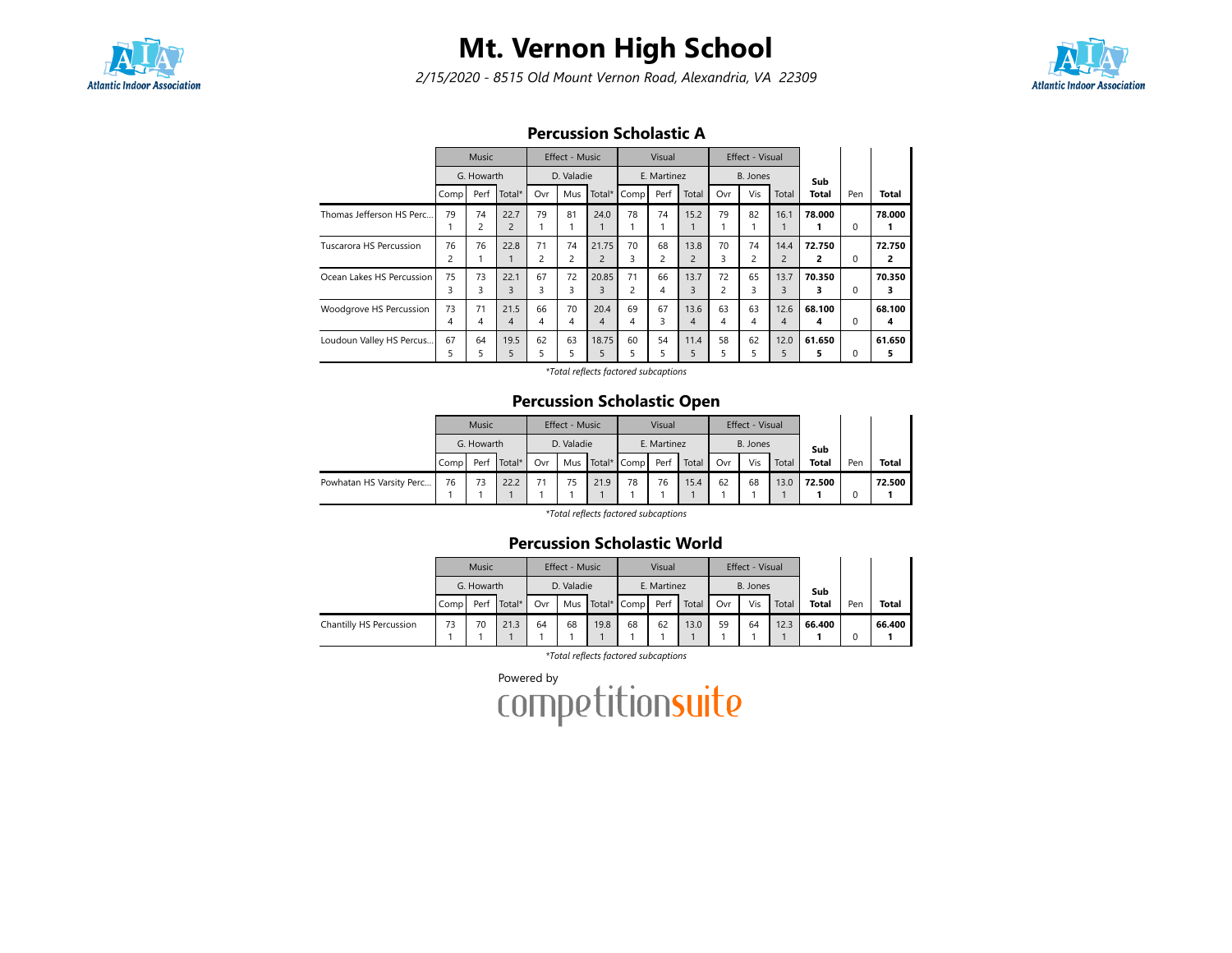# Mt. Vernon High School

*2/15/2020 - 8515 Old Mount Vernon Road, Alexandria, VA 22309*

## Percussion Scholastic A

| | Music | | | Effect - Music | | | Visual | | | Effect - Visual | | | Sub | | |
|---|---|---|---|---|---|---|---|---|---|---|---|---|---|---|---|
| | G. Howarth | | | D. Valadie | | | E. Martinez | | | B. Jones | | | | | |
| | Comp | Perf | Total* | Ovr | Mus | Total* | Comp | Perf | Total | Ovr | Vis | Total | Total | Pen | Total |
| Thomas Jefferson HS Perc... | 79<br>1 | 74<br>2 | 22.7<br>2 | 79<br>1 | 81<br>1 | 24.0<br>1 | 78<br>1 | 74<br>1 | 15.2<br>1 | 79<br>1 | 82<br>1 | 16.1<br>1 | **78.000**<br>**1** | 0 | **78.000**<br>**1** |
| Tuscarora HS Percussion | 76<br>2 | 76<br>1 | 22.8<br>1 | 71<br>2 | 74<br>2 | 21.75<br>2 | 70<br>3 | 68<br>2 | 13.8<br>2 | 70<br>3 | 74<br>2 | 14.4<br>2 | **72.750**<br>**2** | 0 | **72.750**<br>**2** |
| Ocean Lakes HS Percussion | 75<br>3 | 73<br>3 | 22.1<br>3 | 67<br>3 | 72<br>3 | 20.85<br>3 | 71<br>2 | 66<br>4 | 13.7<br>3 | 72<br>2 | 65<br>3 | 13.7<br>3 | **70.350**<br>**3** | 0 | **70.350**<br>**3** |
| Woodgrove HS Percussion | 73<br>4 | 71<br>4 | 21.5<br>4 | 66<br>4 | 70<br>4 | 20.4<br>4 | 69<br>4 | 67<br>3 | 13.6<br>4 | 63<br>4 | 63<br>4 | 12.6<br>4 | **68.100**<br>**4** | 0 | **68.100**<br>**4** |
| Loudoun Valley HS Percus... | 67<br>5 | 64<br>5 | 19.5<br>5 | 62<br>5 | 63<br>5 | 18.75<br>5 | 60<br>5 | 54<br>5 | 11.4<br>5 | 58<br>5 | 62<br>5 | 12.0<br>5 | **61.650**<br>**5** | 0 | **61.650**<br>**5** |

*\*Total reflects factored subcaptions*

## Percussion Scholastic Open

| | Music | | | Effect - Music | | | Visual | | | Effect - Visual | | | Sub | | |
|---|---|---|---|---|---|---|---|---|---|---|---|---|---|---|---|
| | G. Howarth | | | D. Valadie | | | E. Martinez | | | B. Jones | | | | | |
| | Comp | Perf | Total* | Ovr | Mus | Total* | Comp | Perf | Total | Ovr | Vis | Total | Total | Pen | Total |
| Powhatan HS Varsity Perc... | 76<br>1 | 73<br>1 | 22.2<br>1 | 71<br>1 | 75<br>1 | 21.9<br>1 | 78<br>1 | 76<br>1 | 15.4<br>1 | 62<br>1 | 68<br>1 | 13.0<br>1 | **72.500**<br>**1** | 0 | **72.500**<br>**1** |

*\*Total reflects factored subcaptions*

## Percussion Scholastic World

| | Music | | | Effect - Music | | | Visual | | | Effect - Visual | | | Sub | | |
|---|---|---|---|---|---|---|---|---|---|---|---|---|---|---|---|
| | G. Howarth | | | D. Valadie | | | E. Martinez | | | B. Jones | | | | | |
| | Comp | Perf | Total* | Ovr | Mus | Total* | Comp | Perf | Total | Ovr | Vis | Total | Total | Pen | Total |
| Chantilly HS Percussion | 73<br>1 | 70<br>1 | 21.3<br>1 | 64<br>1 | 68<br>1 | 19.8<br>1 | 68<br>1 | 62<br>1 | 13.0<br>1 | 59<br>1 | 64<br>1 | 12.3<br>1 | **66.400**<br>**1** | 0 | **66.400**<br>**1** |

*\*Total reflects factored subcaptions*

Powered by competitionsuite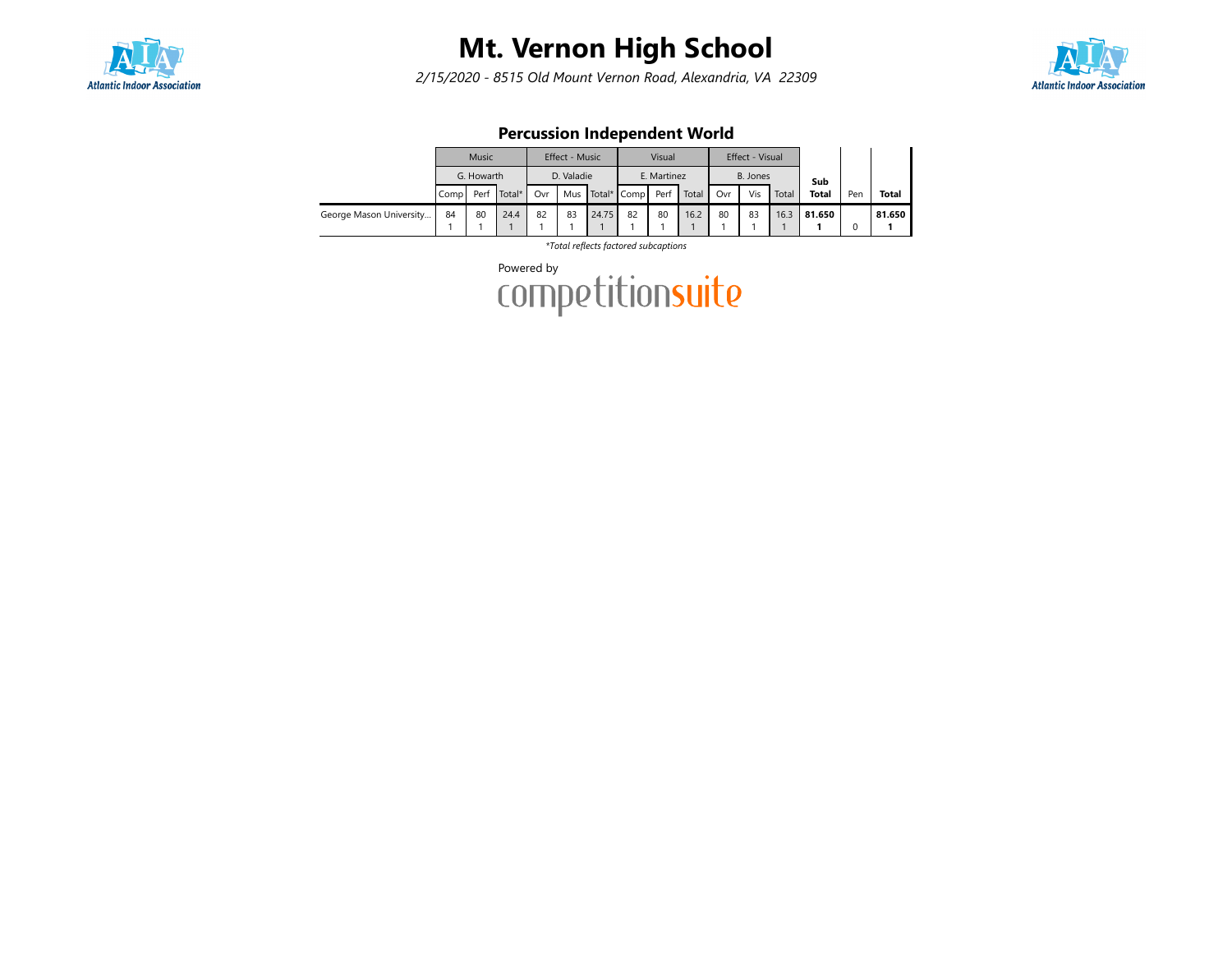# Mt. Vernon High School

*2/15/2020 - 8515 Old Mount Vernon Road, Alexandria, VA 22309*

## Percussion Independent World

| | Music | | | Effect - Music | | | Visual | | | Effect - Visual | | | Sub Total | Pen | Total |
|---|---|---|---|---|---|---|---|---|---|---|---|---|---|---|---|
| | G. Howarth | | | D. Valadie | | | E. Martinez | | | B. Jones | | | | | |
| | Comp | Perf | Total* | Ovr | Mus | Total* | Comp | Perf | Total | Ovr | Vis | Total | | | |
| George Mason University... | 84<br>1 | 80<br>1 | 24.4<br>1 | 82<br>1 | 83<br>1 | 24.75<br>1 | 82<br>1 | 80<br>1 | 16.2<br>1 | 80<br>1 | 83<br>1 | 16.3<br>1 | **81.650**<br>**1** | 0 | **81.650**<br>**1** |

*\*Total reflects factored subcaptions*

Powered by competitionsuite